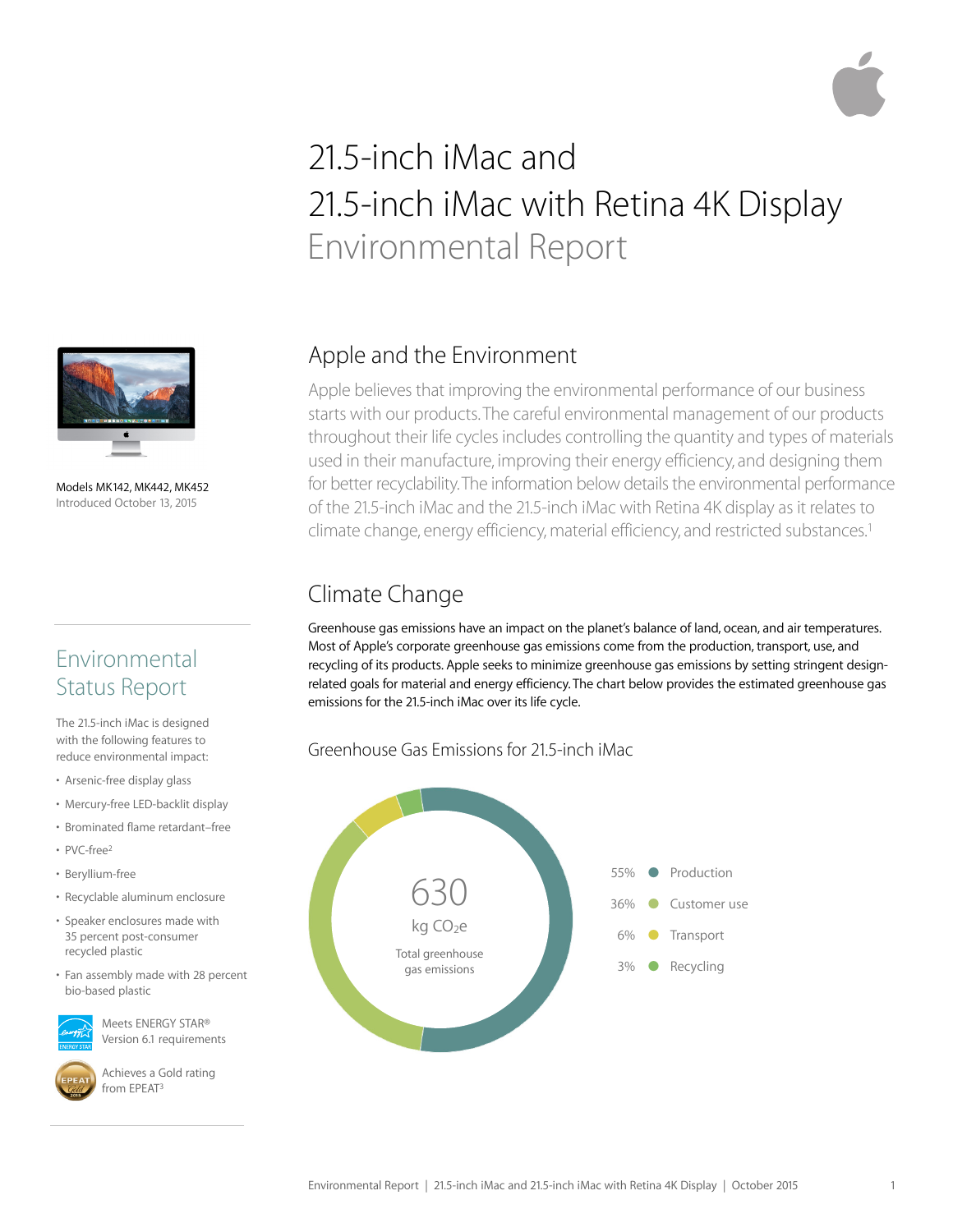# 21.5-inch iMac and 21.5-inch iMac with Retina 4K Display Environmental Report

Models MK142, MK442, MK452
Introduced October 13, 2015

## Environmental Status Report

The 21.5-inch iMac is designed with the following features to reduce environmental impact:

- Arsenic-free display glass
- Mercury-free LED-backlit display
- Brominated flame retardant–free
- PVC-free[2]
- Beryllium-free
- Recyclable aluminum enclosure
- Speaker enclosures made with 35 percent post-consumer recycled plastic
- Fan assembly made with 28 percent bio-based plastic

Meets ENERGY STAR® Version 6.1 requirements

Achieves a Gold rating from EPEAT[3]

## Apple and the Environment

Apple believes that improving the environmental performance of our business starts with our products. The careful environmental management of our products throughout their life cycles includes controlling the quantity and types of materials used in their manufacture, improving their energy efficiency, and designing them for better recyclability. The information below details the environmental performance of the 21.5-inch iMac and the 21.5-inch iMac with Retina 4K display as it relates to climate change, energy efficiency, material efficiency, and restricted substances.[1]

## Climate Change

Greenhouse gas emissions have an impact on the planet's balance of land, ocean, and air temperatures. Most of Apple's corporate greenhouse gas emissions come from the production, transport, use, and recycling of its products. Apple seeks to minimize greenhouse gas emissions by setting stringent design-related goals for material and energy efficiency. The chart below provides the estimated greenhouse gas emissions for the 21.5-inch iMac over its life cycle.

### Greenhouse Gas Emissions for 21.5-inch iMac

630 kg $CO_2e$
Total greenhouse gas emissions

- 55% Production
- 36% Customer use
- 6% Transport
- 3% Recycling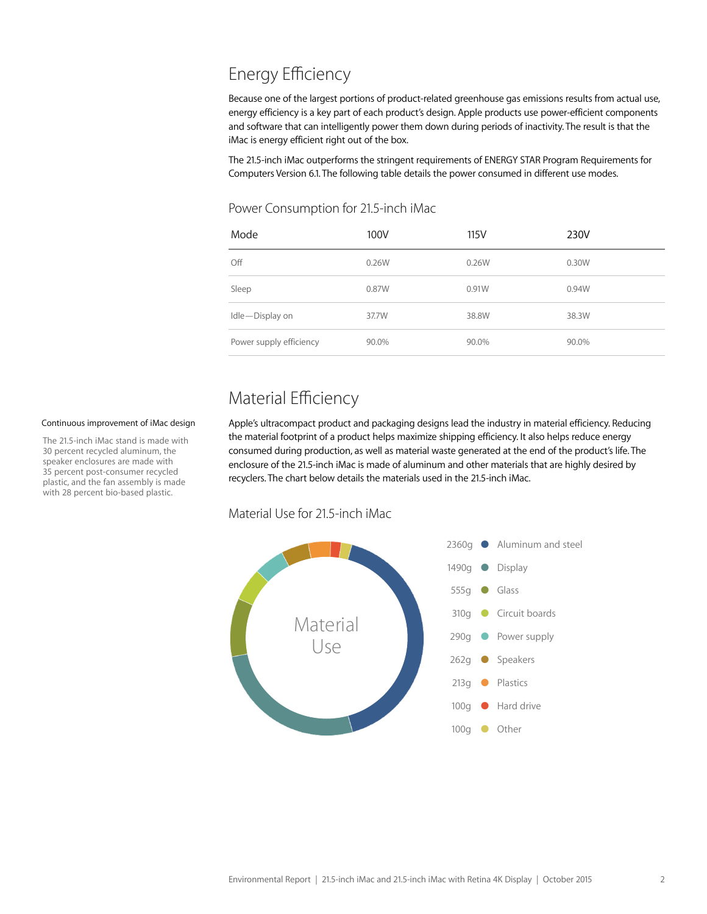## Energy Efficiency

Because one of the largest portions of product-related greenhouse gas emissions results from actual use, energy efficiency is a key part of each product's design. Apple products use power-efficient components and software that can intelligently power them down during periods of inactivity. The result is that the iMac is energy efficient right out of the box.

The 21.5-inch iMac outperforms the stringent requirements of ENERGY STAR Program Requirements for Computers Version 6.1. The following table details the power consumed in different use modes.

### Power Consumption for 21.5-inch iMac

| Mode | 100V | 115V | 230V |
|---|---|---|---|
| Off | 0.26W | 0.26W | 0.30W |
| Sleep | 0.87W | 0.91W | 0.94W |
| Idle—Display on | 37.7W | 38.8W | 38.3W |
| Power supply efficiency | 90.0% | 90.0% | 90.0% |

## Material Efficiency

Apple's ultracompact product and packaging designs lead the industry in material efficiency. Reducing the material footprint of a product helps maximize shipping efficiency. It also helps reduce energy consumed during production, as well as material waste generated at the end of the product's life. The enclosure of the 21.5-inch iMac is made of aluminum and other materials that are highly desired by recyclers. The chart below details the materials used in the 21.5-inch iMac.

**Continuous improvement of iMac design**

The 21.5-inch iMac stand is made with 30 percent recycled aluminum, the speaker enclosures are made with 35 percent post-consumer recycled plastic, and the fan assembly is made with 28 percent bio-based plastic.

### Material Use for 21.5-inch iMac

Material Use

| Weight | Material |
|---|---|
| 2360g | Aluminum and steel |
| 1490g | Display |
| 555g | Glass |
| 310g | Circuit boards |
| 290g | Power supply |
| 262g | Speakers |
| 213g | Plastics |
| 100g | Hard drive |
| 100g | Other |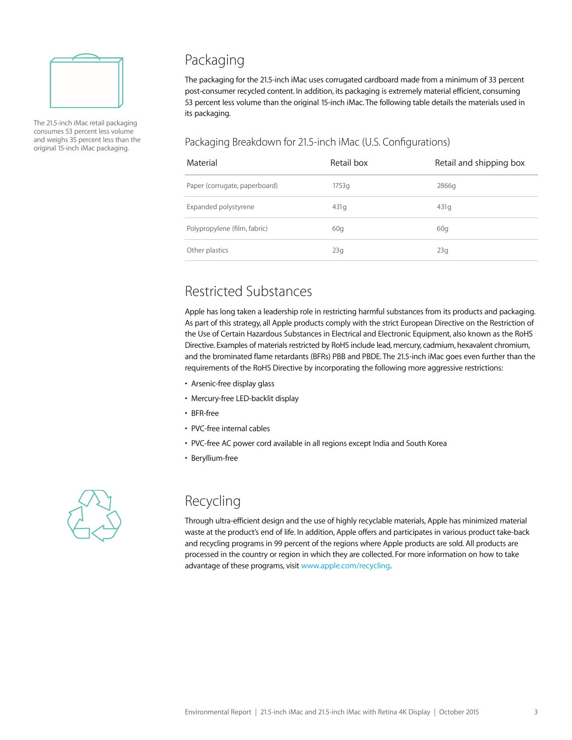The 21.5-inch iMac retail packaging consumes 53 percent less volume and weighs 35 percent less than the original 15-inch iMac packaging.

## Packaging

The packaging for the 21.5-inch iMac uses corrugated cardboard made from a minimum of 33 percent post-consumer recycled content. In addition, its packaging is extremely material efficient, consuming 53 percent less volume than the original 15-inch iMac. The following table details the materials used in its packaging.

### Packaging Breakdown for 21.5-inch iMac (U.S. Configurations)

| Material | Retail box | Retail and shipping box |
|---|---|---|
| Paper (corrugate, paperboard) | 1753g | 2866g |
| Expanded polystyrene | 431g | 431g |
| Polypropylene (film, fabric) | 60g | 60g |
| Other plastics | 23g | 23g |

## Restricted Substances

Apple has long taken a leadership role in restricting harmful substances from its products and packaging. As part of this strategy, all Apple products comply with the strict European Directive on the Restriction of the Use of Certain Hazardous Substances in Electrical and Electronic Equipment, also known as the RoHS Directive. Examples of materials restricted by RoHS include lead, mercury, cadmium, hexavalent chromium, and the brominated flame retardants (BFRs) PBB and PBDE. The 21.5-inch iMac goes even further than the requirements of the RoHS Directive by incorporating the following more aggressive restrictions:

- Arsenic-free display glass
- Mercury-free LED-backlit display
- BFR-free
- PVC-free internal cables
- PVC-free AC power cord available in all regions except India and South Korea
- Beryllium-free

## Recycling

Through ultra-efficient design and the use of highly recyclable materials, Apple has minimized material waste at the product's end of life. In addition, Apple offers and participates in various product take-back and recycling programs in 99 percent of the regions where Apple products are sold. All products are processed in the country or region in which they are collected. For more information on how to take advantage of these programs, visit www.apple.com/recycling.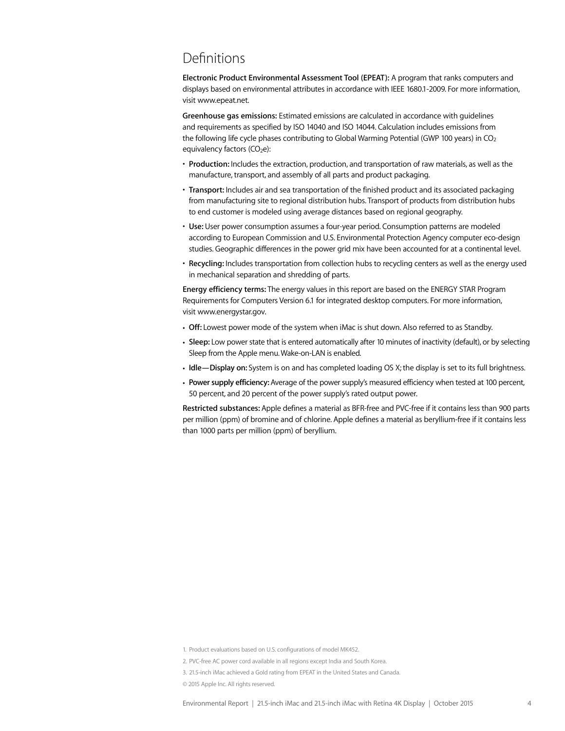## Definitions

**Electronic Product Environmental Assessment Tool (EPEAT):** A program that ranks computers and displays based on environmental attributes in accordance with IEEE 1680.1-2009. For more information, visit www.epeat.net.

**Greenhouse gas emissions:** Estimated emissions are calculated in accordance with guidelines and requirements as specified by ISO 14040 and ISO 14044. Calculation includes emissions from the following life cycle phases contributing to Global Warming Potential (GWP 100 years) in $CO_2$ equivalency factors ($CO_2e$):

- **Production:** Includes the extraction, production, and transportation of raw materials, as well as the manufacture, transport, and assembly of all parts and product packaging.
- **Transport:** Includes air and sea transportation of the finished product and its associated packaging from manufacturing site to regional distribution hubs. Transport of products from distribution hubs to end customer is modeled using average distances based on regional geography.
- **Use:** User power consumption assumes a four-year period. Consumption patterns are modeled according to European Commission and U.S. Environmental Protection Agency computer eco-design studies. Geographic differences in the power grid mix have been accounted for at a continental level.
- **Recycling:** Includes transportation from collection hubs to recycling centers as well as the energy used in mechanical separation and shredding of parts.

**Energy efficiency terms:** The energy values in this report are based on the ENERGY STAR Program Requirements for Computers Version 6.1 for integrated desktop computers. For more information, visit www.energystar.gov.

- **Off:** Lowest power mode of the system when iMac is shut down. Also referred to as Standby.
- **Sleep:** Low power state that is entered automatically after 10 minutes of inactivity (default), or by selecting Sleep from the Apple menu. Wake-on-LAN is enabled.
- **Idle—Display on:** System is on and has completed loading OS X; the display is set to its full brightness.
- **Power supply efficiency:** Average of the power supply's measured efficiency when tested at 100 percent, 50 percent, and 20 percent of the power supply's rated output power.

**Restricted substances:** Apple defines a material as BFR-free and PVC-free if it contains less than 900 parts per million (ppm) of bromine and of chlorine. Apple defines a material as beryllium-free if it contains less than 1000 parts per million (ppm) of beryllium.

1. Product evaluations based on U.S. configurations of model MK452.
2. PVC-free AC power cord available in all regions except India and South Korea.
3. 21.5-inch iMac achieved a Gold rating from EPEAT in the United States and Canada.

© 2015 Apple Inc. All rights reserved.